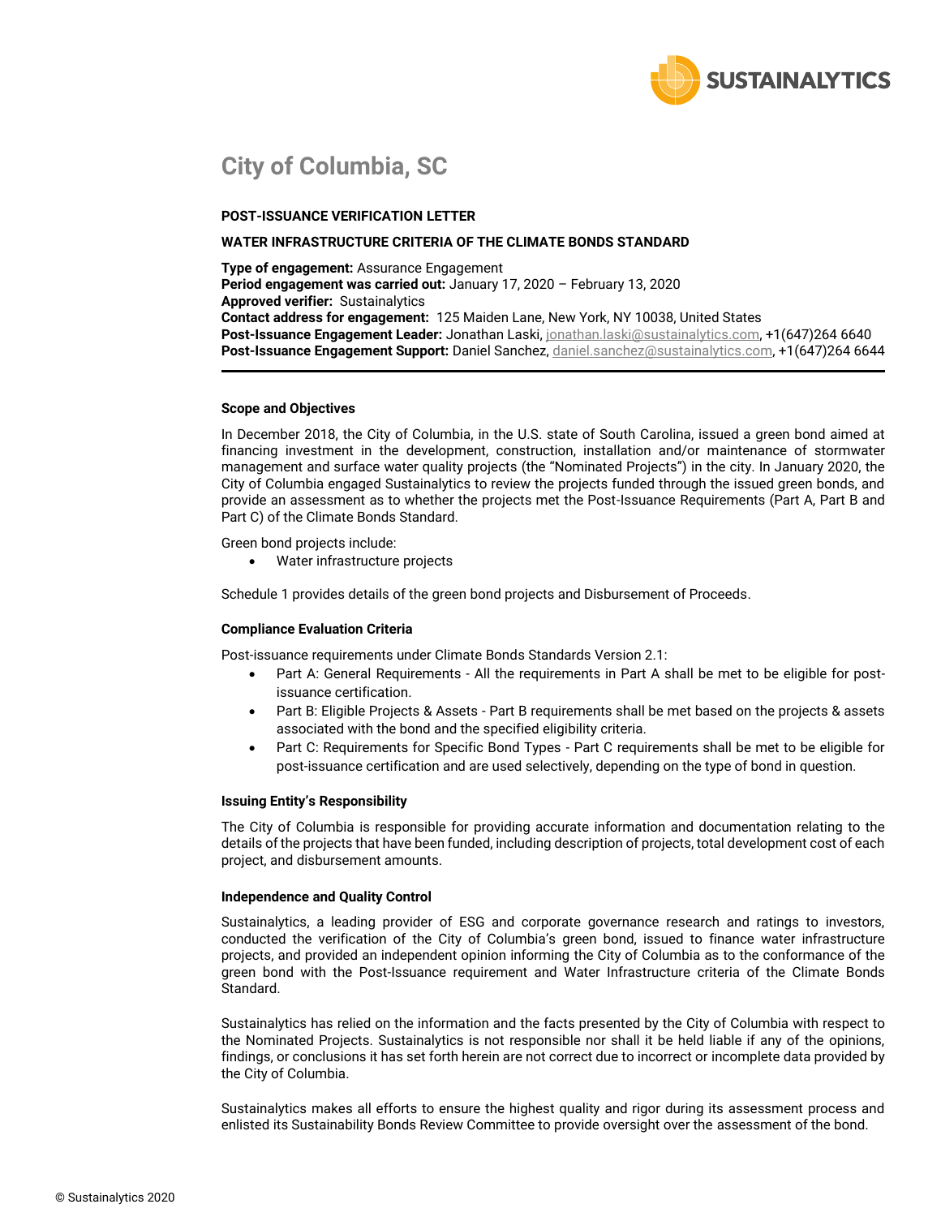# City of Columbia, SC

**POST-ISSUANCE VERIFICATION LETTER**

**WATER INFRASTRUCTURE CRITERIA OF THE CLIMATE BONDS STANDARD**

**Type of engagement:** Assurance Engagement
**Period engagement was carried out:** January 17, 2020 – February 13, 2020
**Approved verifier:** Sustainalytics
**Contact address for engagement:** 125 Maiden Lane, New York, NY 10038, United States
**Post-Issuance Engagement Leader:** Jonathan Laski, jonathan.laski@sustainalytics.com, +1(647)264 6640
**Post-Issuance Engagement Support:** Daniel Sanchez, daniel.sanchez@sustainalytics.com, +1(647)264 6644

---

### Scope and Objectives

In December 2018, the City of Columbia, in the U.S. state of South Carolina, issued a green bond aimed at financing investment in the development, construction, installation and/or maintenance of stormwater management and surface water quality projects (the "Nominated Projects") in the city. In January 2020, the City of Columbia engaged Sustainalytics to review the projects funded through the issued green bonds, and provide an assessment as to whether the projects met the Post-Issuance Requirements (Part A, Part B and Part C) of the Climate Bonds Standard.

Green bond projects include:

- Water infrastructure projects

Schedule 1 provides details of the green bond projects and Disbursement of Proceeds.

### Compliance Evaluation Criteria

Post-issuance requirements under Climate Bonds Standards Version 2.1:

- Part A: General Requirements - All the requirements in Part A shall be met to be eligible for post-issuance certification.
- Part B: Eligible Projects & Assets - Part B requirements shall be met based on the projects & assets associated with the bond and the specified eligibility criteria.
- Part C: Requirements for Specific Bond Types - Part C requirements shall be met to be eligible for post-issuance certification and are used selectively, depending on the type of bond in question.

### Issuing Entity's Responsibility

The City of Columbia is responsible for providing accurate information and documentation relating to the details of the projects that have been funded, including description of projects, total development cost of each project, and disbursement amounts.

### Independence and Quality Control

Sustainalytics, a leading provider of ESG and corporate governance research and ratings to investors, conducted the verification of the City of Columbia's green bond, issued to finance water infrastructure projects, and provided an independent opinion informing the City of Columbia as to the conformance of the green bond with the Post-Issuance requirement and Water Infrastructure criteria of the Climate Bonds Standard.

Sustainalytics has relied on the information and the facts presented by the City of Columbia with respect to the Nominated Projects. Sustainalytics is not responsible nor shall it be held liable if any of the opinions, findings, or conclusions it has set forth herein are not correct due to incorrect or incomplete data provided by the City of Columbia.

Sustainalytics makes all efforts to ensure the highest quality and rigor during its assessment process and enlisted its Sustainability Bonds Review Committee to provide oversight over the assessment of the bond.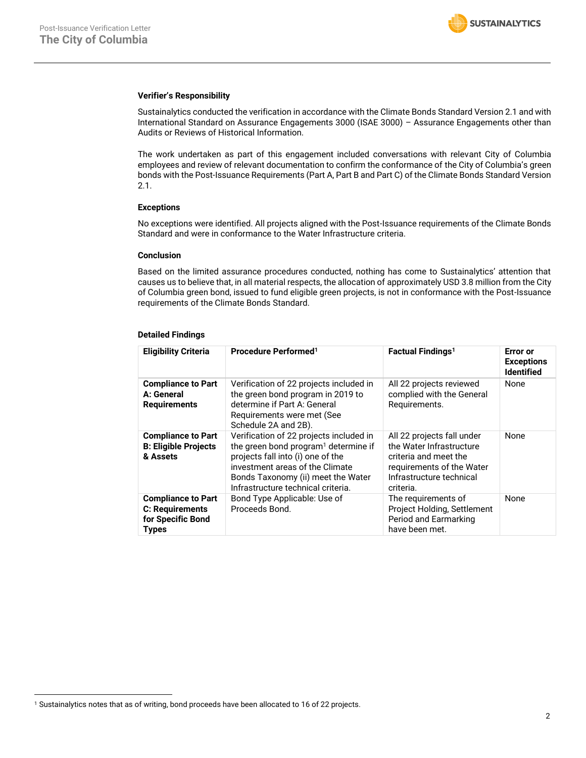**Verifier's Responsibility**

Sustainalytics conducted the verification in accordance with the Climate Bonds Standard Version 2.1 and with International Standard on Assurance Engagements 3000 (ISAE 3000) – Assurance Engagements other than Audits or Reviews of Historical Information.

The work undertaken as part of this engagement included conversations with relevant City of Columbia employees and review of relevant documentation to confirm the conformance of the City of Columbia's green bonds with the Post-Issuance Requirements (Part A, Part B and Part C) of the Climate Bonds Standard Version 2.1.

**Exceptions**

No exceptions were identified. All projects aligned with the Post-Issuance requirements of the Climate Bonds Standard and were in conformance to the Water Infrastructure criteria.

**Conclusion**

Based on the limited assurance procedures conducted, nothing has come to Sustainalytics' attention that causes us to believe that, in all material respects, the allocation of approximately USD 3.8 million from the City of Columbia green bond, issued to fund eligible green projects, is not in conformance with the Post-Issuance requirements of the Climate Bonds Standard.

**Detailed Findings**

| Eligibility Criteria | Procedure Performed[1] | Factual Findings[1] | Error or Exceptions Identified |
|---|---|---|---|
| **Compliance to Part A: General Requirements** | Verification of 22 projects included in the green bond program in 2019 to determine if Part A: General Requirements were met (See Schedule 2A and 2B). | All 22 projects reviewed complied with the General Requirements. | None |
| **Compliance to Part B: Eligible Projects & Assets** | Verification of 22 projects included in the green bond program[1] determine if projects fall into (i) one of the investment areas of the Climate Bonds Taxonomy (ii) meet the Water Infrastructure technical criteria. | All 22 projects fall under the Water Infrastructure criteria and meet the requirements of the Water Infrastructure technical criteria. | None |
| **Compliance to Part C: Requirements for Specific Bond Types** | Bond Type Applicable: Use of Proceeds Bond. | The requirements of Project Holding, Settlement Period and Earmarking have been met. | None |

[1] Sustainalytics notes that as of writing, bond proceeds have been allocated to 16 of 22 projects.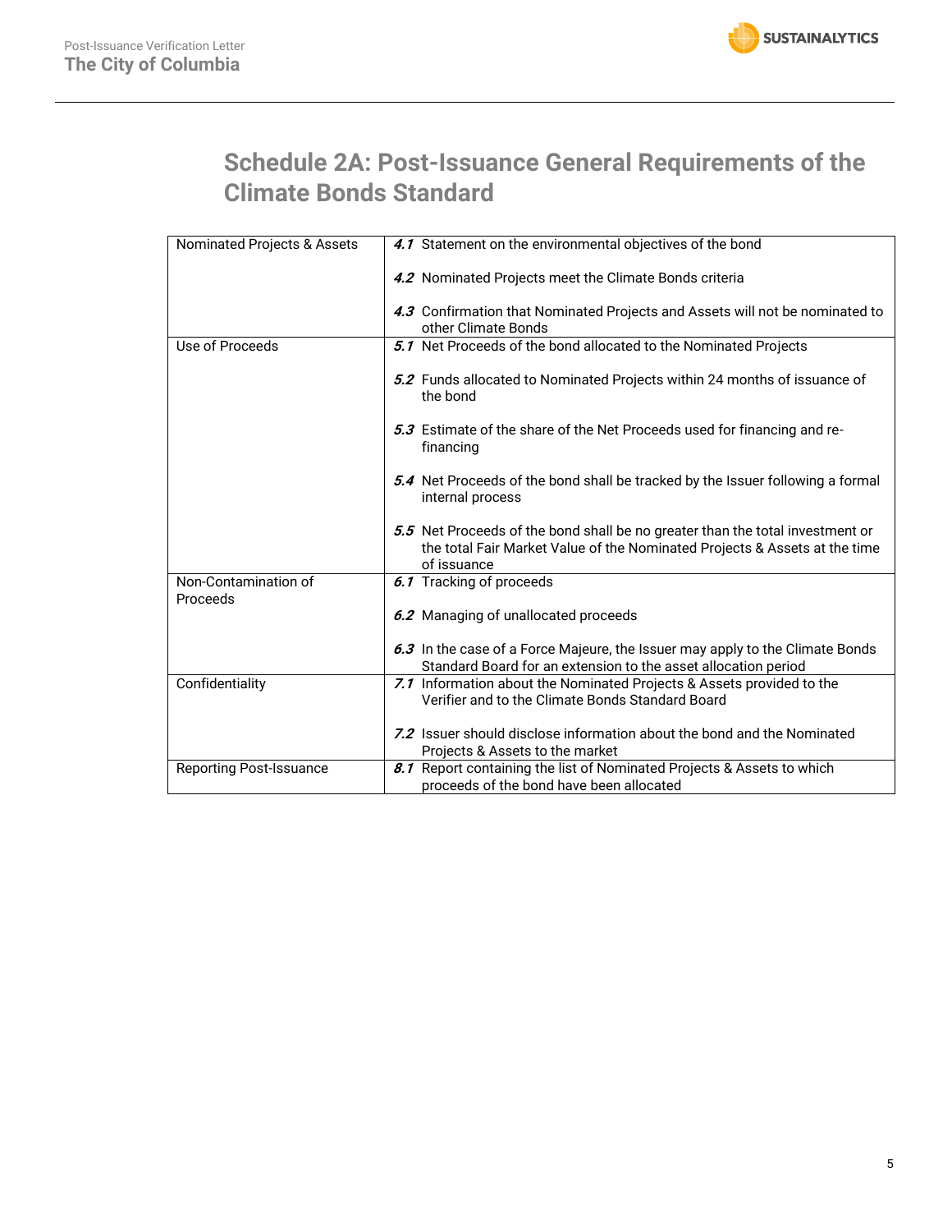## Schedule 2A: Post-Issuance General Requirements of the Climate Bonds Standard

| | |
|---|---|
| Nominated Projects & Assets | ***4.1*** Statement on the environmental objectives of the bond<br><br>***4.2*** Nominated Projects meet the Climate Bonds criteria<br><br>***4.3*** Confirmation that Nominated Projects and Assets will not be nominated to other Climate Bonds |
| Use of Proceeds | ***5.1*** Net Proceeds of the bond allocated to the Nominated Projects<br><br>***5.2*** Funds allocated to Nominated Projects within 24 months of issuance of the bond<br><br>***5.3*** Estimate of the share of the Net Proceeds used for financing and re-financing<br><br>***5.4*** Net Proceeds of the bond shall be tracked by the Issuer following a formal internal process<br><br>***5.5*** Net Proceeds of the bond shall be no greater than the total investment or the total Fair Market Value of the Nominated Projects & Assets at the time of issuance |
| Non-Contamination of Proceeds | ***6.1*** Tracking of proceeds<br><br>***6.2*** Managing of unallocated proceeds<br><br>***6.3*** In the case of a Force Majeure, the Issuer may apply to the Climate Bonds Standard Board for an extension to the asset allocation period |
| Confidentiality | ***7.1*** Information about the Nominated Projects & Assets provided to the Verifier and to the Climate Bonds Standard Board<br><br>***7.2*** Issuer should disclose information about the bond and the Nominated Projects & Assets to the market |
| Reporting Post-Issuance | ***8.1*** Report containing the list of Nominated Projects & Assets to which proceeds of the bond have been allocated |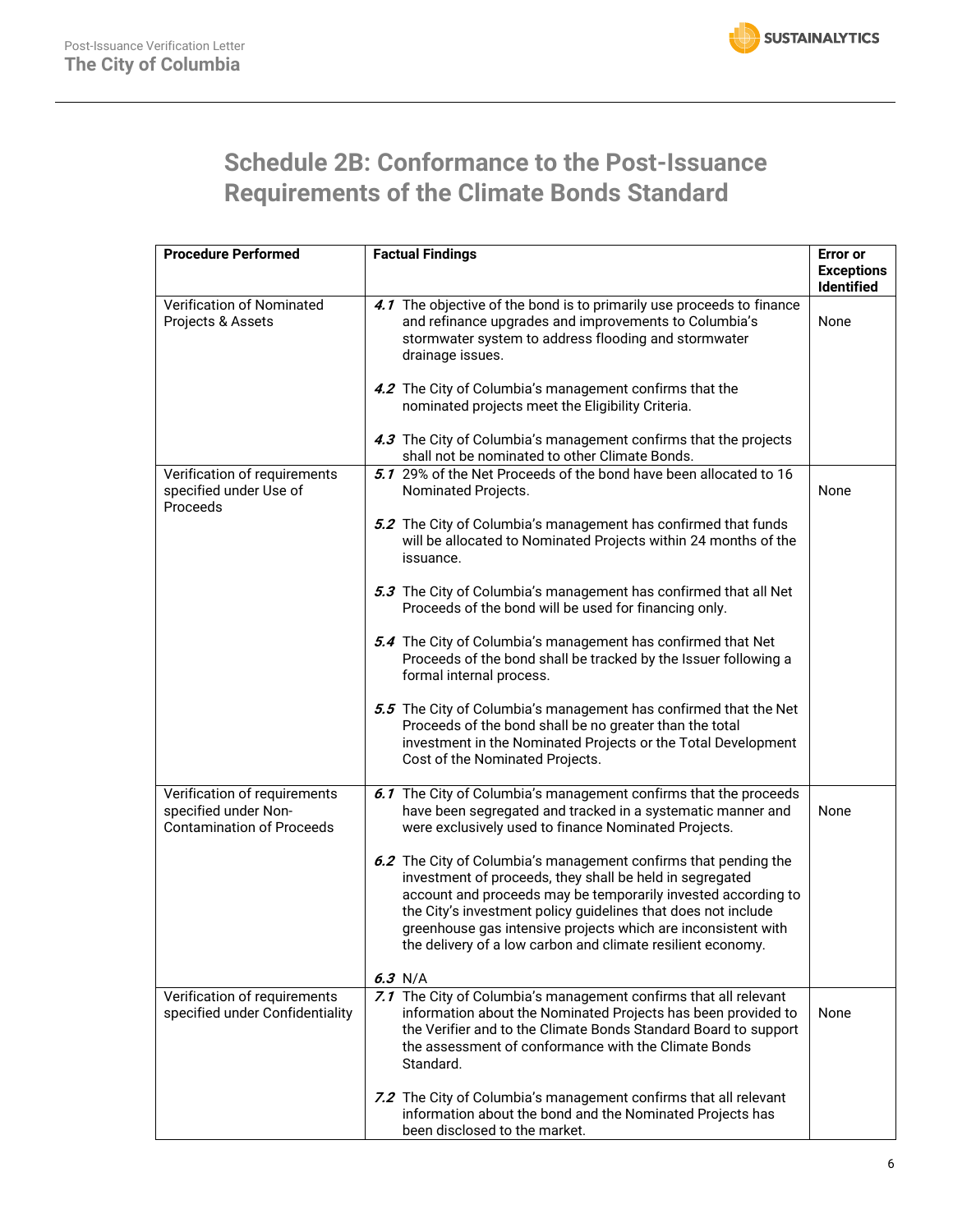## Schedule 2B: Conformance to the Post-Issuance Requirements of the Climate Bonds Standard

| Procedure Performed | Factual Findings | Error or Exceptions Identified |
|---|---|---|
| Verification of Nominated Projects & Assets | ***4.1*** The objective of the bond is to primarily use proceeds to finance and refinance upgrades and improvements to Columbia's stormwater system to address flooding and stormwater drainage issues.<br><br>***4.2*** The City of Columbia's management confirms that the nominated projects meet the Eligibility Criteria.<br><br>***4.3*** The City of Columbia's management confirms that the projects shall not be nominated to other Climate Bonds. | None |
| Verification of requirements specified under Use of Proceeds | ***5.1*** 29% of the Net Proceeds of the bond have been allocated to 16 Nominated Projects.<br><br>***5.2*** The City of Columbia's management has confirmed that funds will be allocated to Nominated Projects within 24 months of the issuance.<br><br>***5.3*** The City of Columbia's management has confirmed that all Net Proceeds of the bond will be used for financing only.<br><br>***5.4*** The City of Columbia's management has confirmed that Net Proceeds of the bond shall be tracked by the Issuer following a formal internal process.<br><br>***5.5*** The City of Columbia's management has confirmed that the Net Proceeds of the bond shall be no greater than the total investment in the Nominated Projects or the Total Development Cost of the Nominated Projects. | None |
| Verification of requirements specified under Non-Contamination of Proceeds | ***6.1*** The City of Columbia's management confirms that the proceeds have been segregated and tracked in a systematic manner and were exclusively used to finance Nominated Projects.<br><br>***6.2*** The City of Columbia's management confirms that pending the investment of proceeds, they shall be held in segregated account and proceeds may be temporarily invested according to the City's investment policy guidelines that does not include greenhouse gas intensive projects which are inconsistent with the delivery of a low carbon and climate resilient economy.<br><br>***6.3*** N/A | None |
| Verification of requirements specified under Confidentiality | ***7.1*** The City of Columbia's management confirms that all relevant information about the Nominated Projects has been provided to the Verifier and to the Climate Bonds Standard Board to support the assessment of conformance with the Climate Bonds Standard.<br><br>***7.2*** The City of Columbia's management confirms that all relevant information about the bond and the Nominated Projects has been disclosed to the market. | None |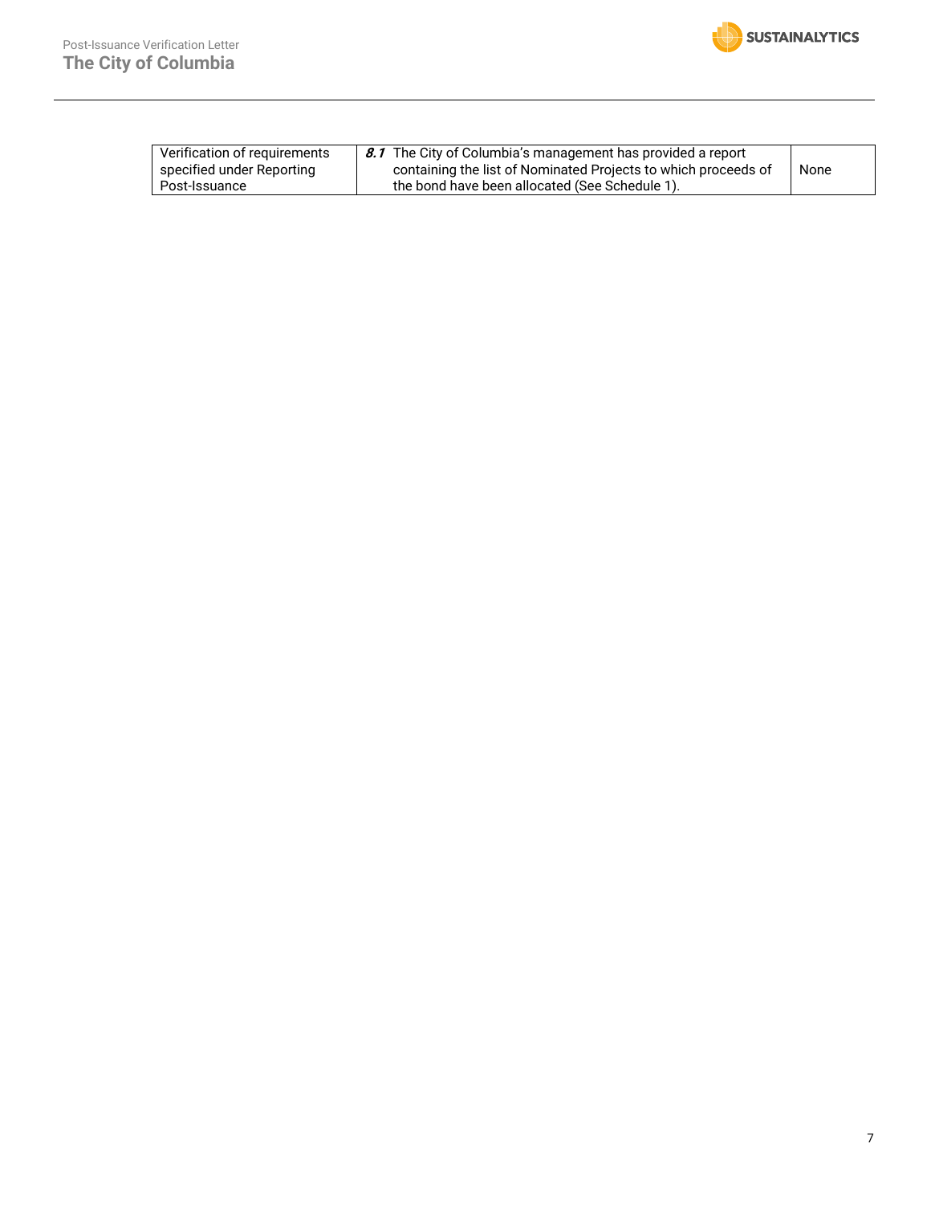| | | |
|---|---|---|
| Verification of requirements specified under Reporting Post-Issuance | ***8.1*** The City of Columbia's management has provided a report containing the list of Nominated Projects to which proceeds of the bond have been allocated (See Schedule 1). | None |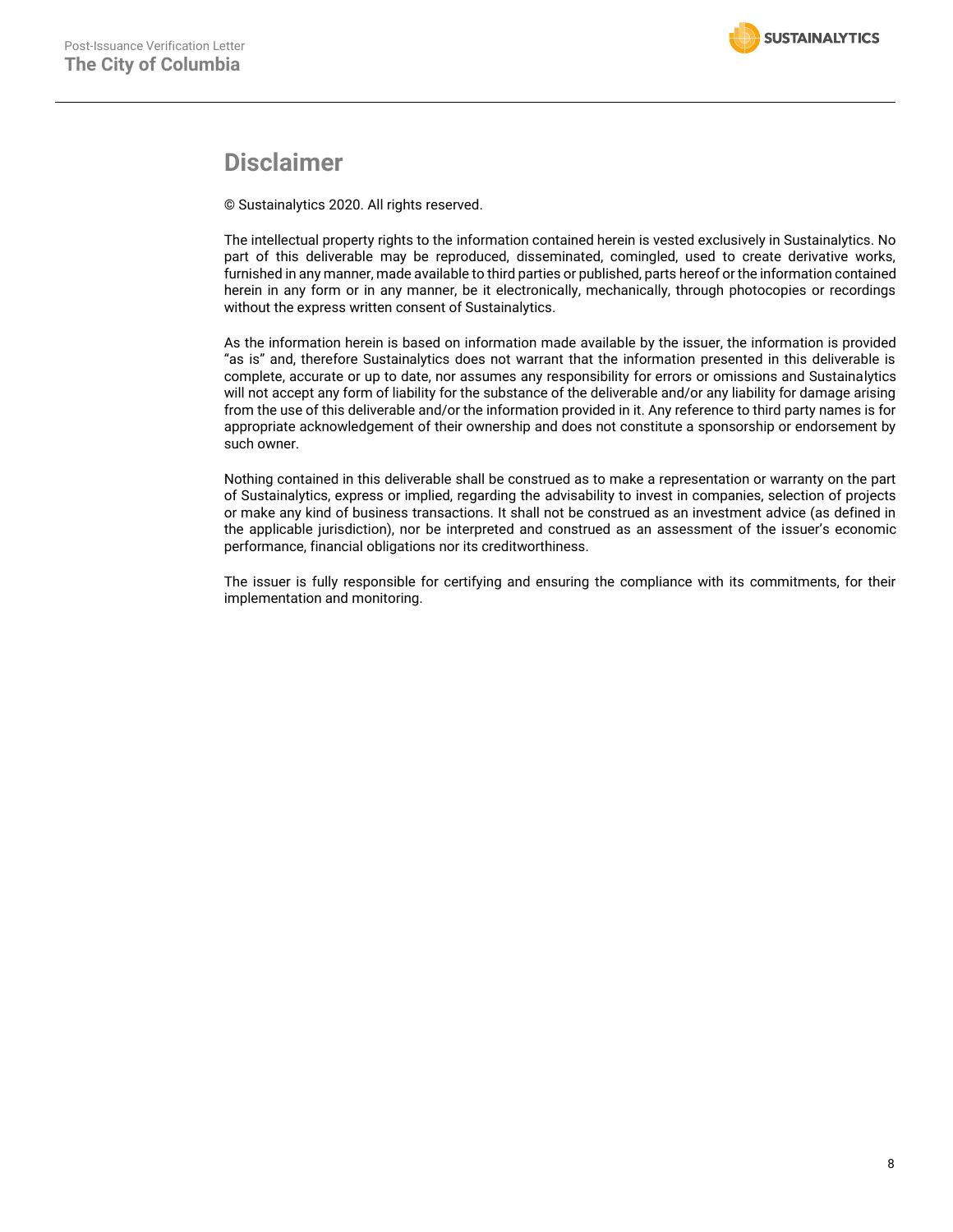# Disclaimer

© Sustainalytics 2020. All rights reserved.

The intellectual property rights to the information contained herein is vested exclusively in Sustainalytics. No part of this deliverable may be reproduced, disseminated, comingled, used to create derivative works, furnished in any manner, made available to third parties or published, parts hereof or the information contained herein in any form or in any manner, be it electronically, mechanically, through photocopies or recordings without the express written consent of Sustainalytics.

As the information herein is based on information made available by the issuer, the information is provided "as is" and, therefore Sustainalytics does not warrant that the information presented in this deliverable is complete, accurate or up to date, nor assumes any responsibility for errors or omissions and Sustainalytics will not accept any form of liability for the substance of the deliverable and/or any liability for damage arising from the use of this deliverable and/or the information provided in it. Any reference to third party names is for appropriate acknowledgement of their ownership and does not constitute a sponsorship or endorsement by such owner.

Nothing contained in this deliverable shall be construed as to make a representation or warranty on the part of Sustainalytics, express or implied, regarding the advisability to invest in companies, selection of projects or make any kind of business transactions. It shall not be construed as an investment advice (as defined in the applicable jurisdiction), nor be interpreted and construed as an assessment of the issuer's economic performance, financial obligations nor its creditworthiness.

The issuer is fully responsible for certifying and ensuring the compliance with its commitments, for their implementation and monitoring.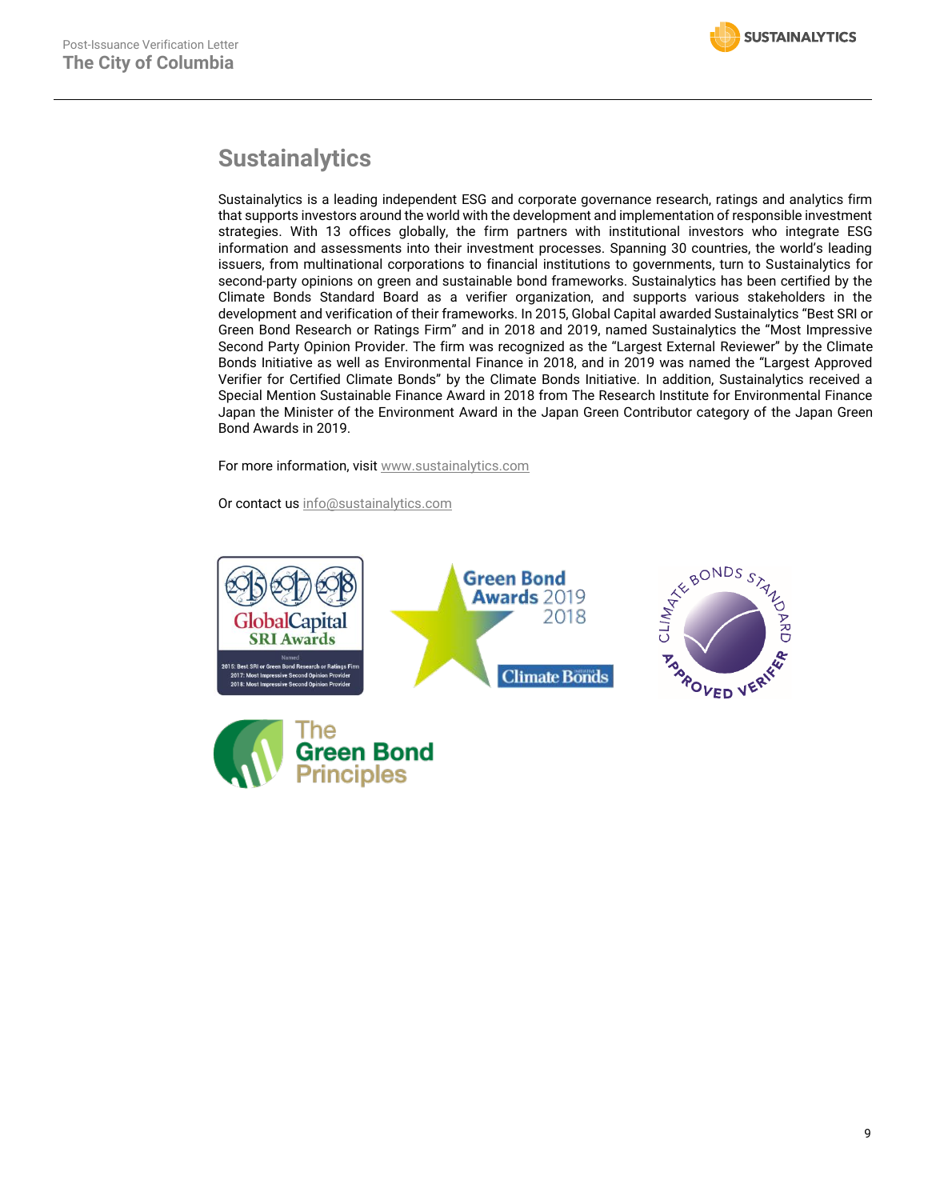# Sustainalytics

Sustainalytics is a leading independent ESG and corporate governance research, ratings and analytics firm that supports investors around the world with the development and implementation of responsible investment strategies. With 13 offices globally, the firm partners with institutional investors who integrate ESG information and assessments into their investment processes. Spanning 30 countries, the world's leading issuers, from multinational corporations to financial institutions to governments, turn to Sustainalytics for second-party opinions on green and sustainable bond frameworks. Sustainalytics has been certified by the Climate Bonds Standard Board as a verifier organization, and supports various stakeholders in the development and verification of their frameworks. In 2015, Global Capital awarded Sustainalytics "Best SRI or Green Bond Research or Ratings Firm" and in 2018 and 2019, named Sustainalytics the "Most Impressive Second Party Opinion Provider. The firm was recognized as the "Largest External Reviewer" by the Climate Bonds Initiative as well as Environmental Finance in 2018, and in 2019 was named the "Largest Approved Verifier for Certified Climate Bonds" by the Climate Bonds Initiative. In addition, Sustainalytics received a Special Mention Sustainable Finance Award in 2018 from The Research Institute for Environmental Finance Japan the Minister of the Environment Award in the Japan Green Contributor category of the Japan Green Bond Awards in 2019.

For more information, visit www.sustainalytics.com

Or contact us info@sustainalytics.com